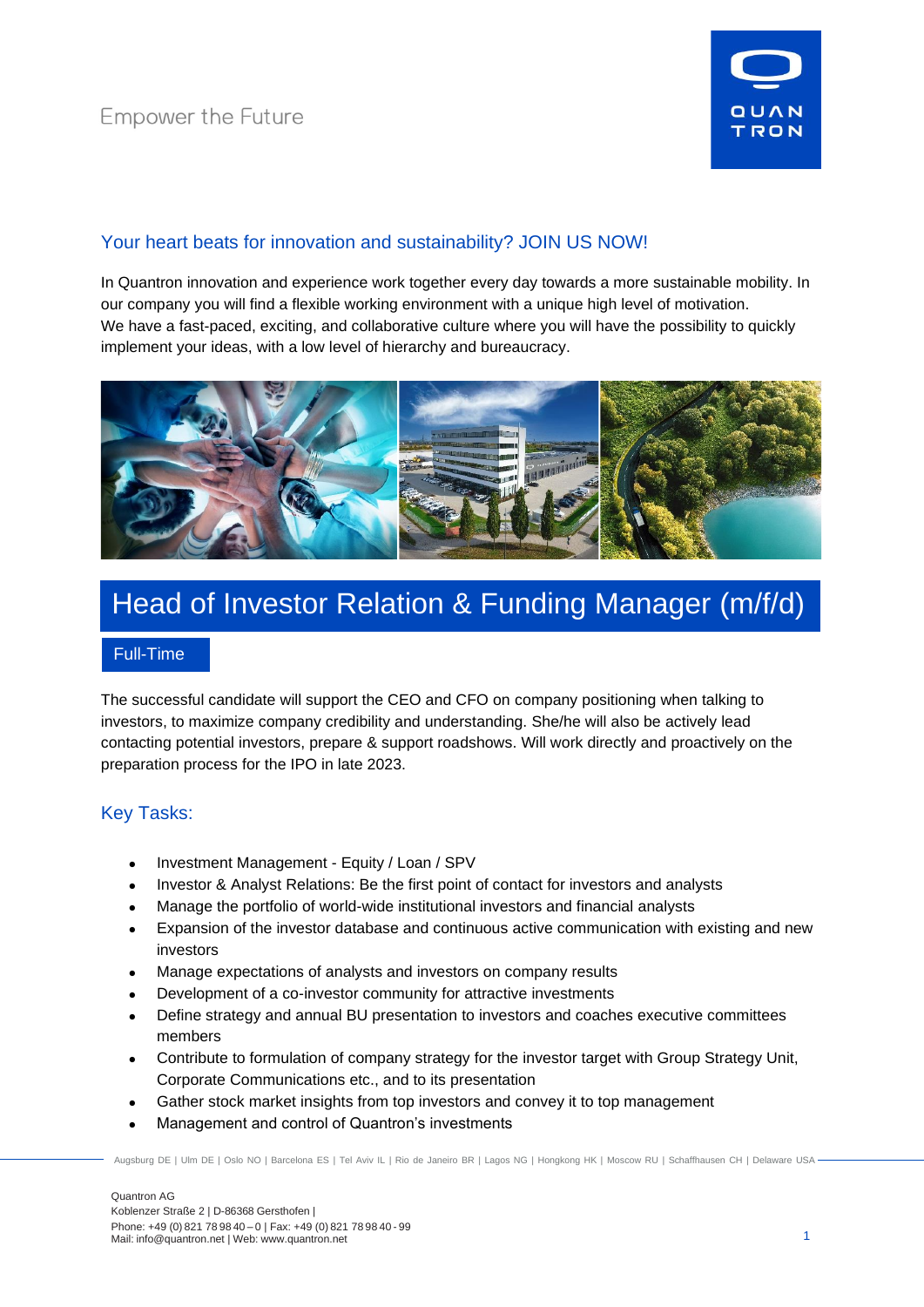Empower the Future

QUANTRON

## Your heart beats for innovation and sustainability? JOIN US NOW!

In Quantron innovation and experience work together every day towards a more sustainable mobility. In our company you will find a flexible working environment with a unique high level of motivation. We have a fast-paced, exciting, and collaborative culture where you will have the possibility to quickly implement your ideas, with a low level of hierarchy and bureaucracy.

# Head of Investor Relation & Funding Manager (m/f/d)

Full-Time

The successful candidate will support the CEO and CFO on company positioning when talking to investors, to maximize company credibility and understanding. She/he will also be actively lead contacting potential investors, prepare & support roadshows. Will work directly and proactively on the preparation process for the IPO in late 2023.

## Key Tasks:

- Investment Management - Equity / Loan / SPV
- Investor & Analyst Relations: Be the first point of contact for investors and analysts
- Manage the portfolio of world-wide institutional investors and financial analysts
- Expansion of the investor database and continuous active communication with existing and new investors
- Manage expectations of analysts and investors on company results
- Development of a co-investor community for attractive investments
- Define strategy and annual BU presentation to investors and coaches executive committees members
- Contribute to formulation of company strategy for the investor target with Group Strategy Unit, Corporate Communications etc., and to its presentation
- Gather stock market insights from top investors and convey it to top management
- Management and control of Quantron's investments

Augsburg DE | Ulm DE | Oslo NO | Barcelona ES | Tel Aviv IL | Rio de Janeiro BR | Lagos NG | Hongkong HK | Moscow RU | Schaffhausen CH | Delaware USA

Quantron AG
Koblenzer Straße 2 | D-86368 Gersthofen |
Phone: +49 (0) 821 78 98 40 – 0 | Fax: +49 (0) 821 78 98 40 - 99
Mail: info@quantron.net | Web: www.quantron.net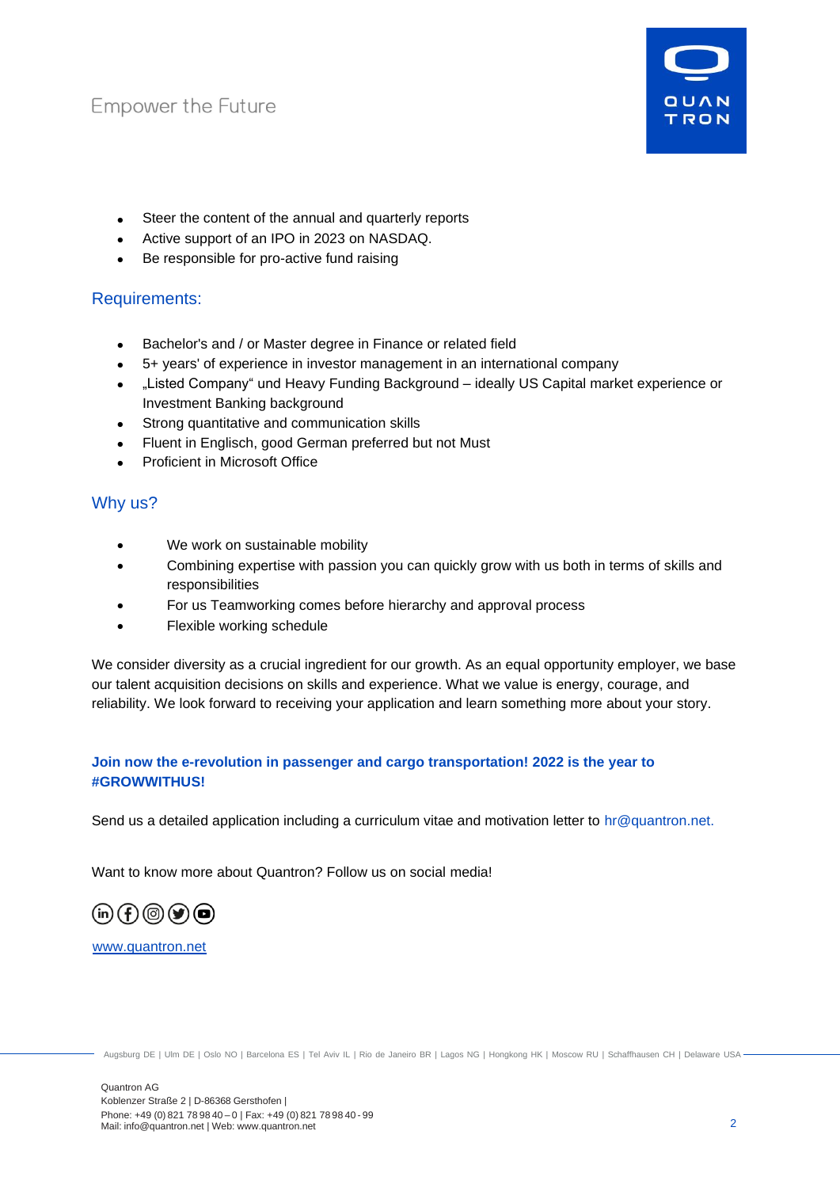- Steer the content of the annual and quarterly reports
- Active support of an IPO in 2023 on NASDAQ.
- Be responsible for pro-active fund raising

## Requirements:

- Bachelor's and / or Master degree in Finance or related field
- 5+ years' of experience in investor management in an international company
- „Listed Company“ und Heavy Funding Background – ideally US Capital market experience or Investment Banking background
- Strong quantitative and communication skills
- Fluent in Englisch, good German preferred but not Must
- Proficient in Microsoft Office

## Why us?

- We work on sustainable mobility
- Combining expertise with passion you can quickly grow with us both in terms of skills and responsibilities
- For us Teamworking comes before hierarchy and approval process
- Flexible working schedule

We consider diversity as a crucial ingredient for our growth. As an equal opportunity employer, we base our talent acquisition decisions on skills and experience. What we value is energy, courage, and reliability. We look forward to receiving your application and learn something more about your story.

**Join now the e-revolution in passenger and cargo transportation! 2022 is the year to #GROWWITHUS!**

Send us a detailed application including a curriculum vitae and motivation letter to hr@quantron.net.

Want to know more about Quantron? Follow us on social media!

www.quantron.net

Augsburg DE | Ulm DE | Oslo NO | Barcelona ES | Tel Aviv IL | Rio de Janeiro BR | Lagos NG | Hongkong HK | Moscow RU | Schaffhausen CH | Delaware USA

Quantron AG
Koblenzer Straße 2 | D-86368 Gersthofen |
Phone: +49 (0) 821 78 98 40 – 0 | Fax: +49 (0) 821 78 98 40 - 99
Mail: info@quantron.net | Web: www.quantron.net